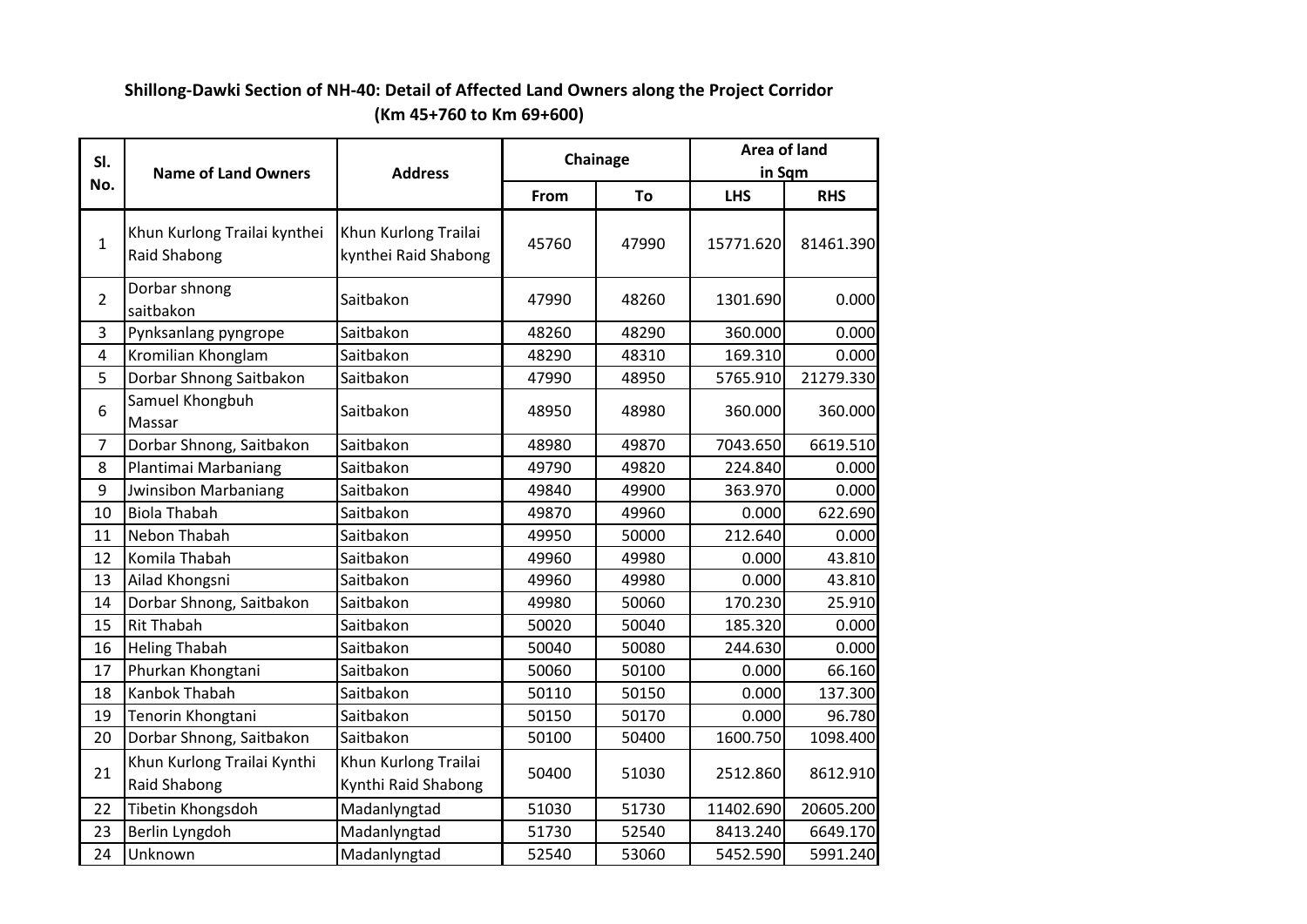## Shillong-Dawki Section of NH-40: Detail of Affected Land Owners along the Project Corridor (Km 45+760 to Km 69+600)

| Sl. No. | Name of Land Owners | Address | Chainage | | Area of land in Sqm | |
|---|---|---|---|---|---|---|
| | | | From | To | LHS | RHS |
| 1 | Khun Kurlong Trailai kynthei Raid Shabong | Khun Kurlong Trailai kynthei Raid Shabong | 45760 | 47990 | 15771.620 | 81461.390 |
| 2 | Dorbar shnong saitbakon | Saitbakon | 47990 | 48260 | 1301.690 | 0.000 |
| 3 | Pynksanlang pyngrope | Saitbakon | 48260 | 48290 | 360.000 | 0.000 |
| 4 | Kromilian Khonglam | Saitbakon | 48290 | 48310 | 169.310 | 0.000 |
| 5 | Dorbar Shnong Saitbakon | Saitbakon | 47990 | 48950 | 5765.910 | 21279.330 |
| 6 | Samuel Khongbuh Massar | Saitbakon | 48950 | 48980 | 360.000 | 360.000 |
| 7 | Dorbar Shnong, Saitbakon | Saitbakon | 48980 | 49870 | 7043.650 | 6619.510 |
| 8 | Plantimai Marbaniang | Saitbakon | 49790 | 49820 | 224.840 | 0.000 |
| 9 | Jwinsibon Marbaniang | Saitbakon | 49840 | 49900 | 363.970 | 0.000 |
| 10 | Biola Thabah | Saitbakon | 49870 | 49960 | 0.000 | 622.690 |
| 11 | Nebon Thabah | Saitbakon | 49950 | 50000 | 212.640 | 0.000 |
| 12 | Komila Thabah | Saitbakon | 49960 | 49980 | 0.000 | 43.810 |
| 13 | Ailad Khongsni | Saitbakon | 49960 | 49980 | 0.000 | 43.810 |
| 14 | Dorbar Shnong, Saitbakon | Saitbakon | 49980 | 50060 | 170.230 | 25.910 |
| 15 | Rit Thabah | Saitbakon | 50020 | 50040 | 185.320 | 0.000 |
| 16 | Heling Thabah | Saitbakon | 50040 | 50080 | 244.630 | 0.000 |
| 17 | Phurkan Khongtani | Saitbakon | 50060 | 50100 | 0.000 | 66.160 |
| 18 | Kanbok Thabah | Saitbakon | 50110 | 50150 | 0.000 | 137.300 |
| 19 | Tenorin Khongtani | Saitbakon | 50150 | 50170 | 0.000 | 96.780 |
| 20 | Dorbar Shnong, Saitbakon | Saitbakon | 50100 | 50400 | 1600.750 | 1098.400 |
| 21 | Khun Kurlong Trailai Kynthi Raid Shabong | Khun Kurlong Trailai Kynthi Raid Shabong | 50400 | 51030 | 2512.860 | 8612.910 |
| 22 | Tibetin Khongsdoh | Madanlyngtad | 51030 | 51730 | 11402.690 | 20605.200 |
| 23 | Berlin Lyngdoh | Madanlyngtad | 51730 | 52540 | 8413.240 | 6649.170 |
| 24 | Unknown | Madanlyngtad | 52540 | 53060 | 5452.590 | 5991.240 |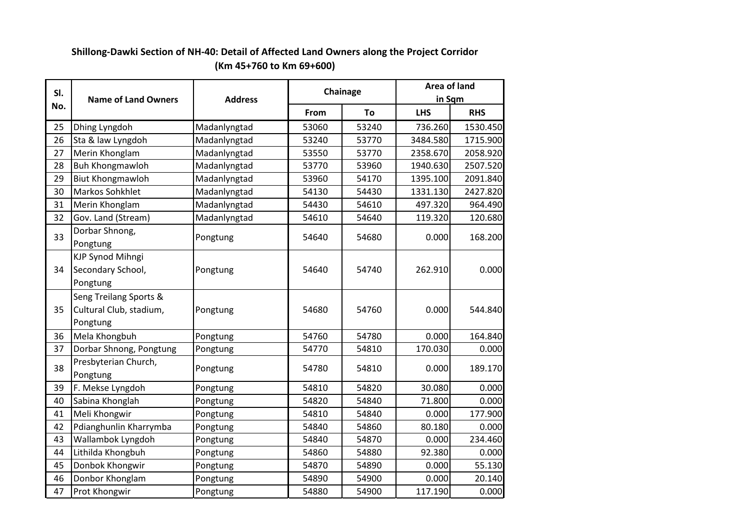**Shillong-Dawki Section of NH-40: Detail of Affected Land Owners along the Project Corridor (Km 45+760 to Km 69+600)**

| Sl. No. | Name of Land Owners | Address | Chainage | | Area of land in Sqm | |
|---|---|---|---|---|---|---|
| | | | From | To | LHS | RHS |
| 25 | Dhing Lyngdoh | Madanlyngtad | 53060 | 53240 | 736.260 | 1530.450 |
| 26 | Sta & law Lyngdoh | Madanlyngtad | 53240 | 53770 | 3484.580 | 1715.900 |
| 27 | Merin Khonglam | Madanlyngtad | 53550 | 53770 | 2358.670 | 2058.920 |
| 28 | Buh Khongmawloh | Madanlyngtad | 53770 | 53960 | 1940.630 | 2507.520 |
| 29 | Biut Khongmawloh | Madanlyngtad | 53960 | 54170 | 1395.100 | 2091.840 |
| 30 | Markos Sohkhlet | Madanlyngtad | 54130 | 54430 | 1331.130 | 2427.820 |
| 31 | Merin Khonglam | Madanlyngtad | 54430 | 54610 | 497.320 | 964.490 |
| 32 | Gov. Land (Stream) | Madanlyngtad | 54610 | 54640 | 119.320 | 120.680 |
| 33 | Dorbar Shnong, Pongtung | Pongtung | 54640 | 54680 | 0.000 | 168.200 |
| 34 | KJP Synod Mihngi Secondary School, Pongtung | Pongtung | 54640 | 54740 | 262.910 | 0.000 |
| 35 | Seng Treilang Sports & Cultural Club, stadium, Pongtung | Pongtung | 54680 | 54760 | 0.000 | 544.840 |
| 36 | Mela Khongbuh | Pongtung | 54760 | 54780 | 0.000 | 164.840 |
| 37 | Dorbar Shnong, Pongtung | Pongtung | 54770 | 54810 | 170.030 | 0.000 |
| 38 | Presbyterian Church, Pongtung | Pongtung | 54780 | 54810 | 0.000 | 189.170 |
| 39 | F. Mekse Lyngdoh | Pongtung | 54810 | 54820 | 30.080 | 0.000 |
| 40 | Sabina Khonglah | Pongtung | 54820 | 54840 | 71.800 | 0.000 |
| 41 | Meli Khongwir | Pongtung | 54810 | 54840 | 0.000 | 177.900 |
| 42 | Pdianghunlin Kharrymba | Pongtung | 54840 | 54860 | 80.180 | 0.000 |
| 43 | Wallambok Lyngdoh | Pongtung | 54840 | 54870 | 0.000 | 234.460 |
| 44 | Lithilda Khongbuh | Pongtung | 54860 | 54880 | 92.380 | 0.000 |
| 45 | Donbok Khongwir | Pongtung | 54870 | 54890 | 0.000 | 55.130 |
| 46 | Donbor Khonglam | Pongtung | 54890 | 54900 | 0.000 | 20.140 |
| 47 | Prot Khongwir | Pongtung | 54880 | 54900 | 117.190 | 0.000 |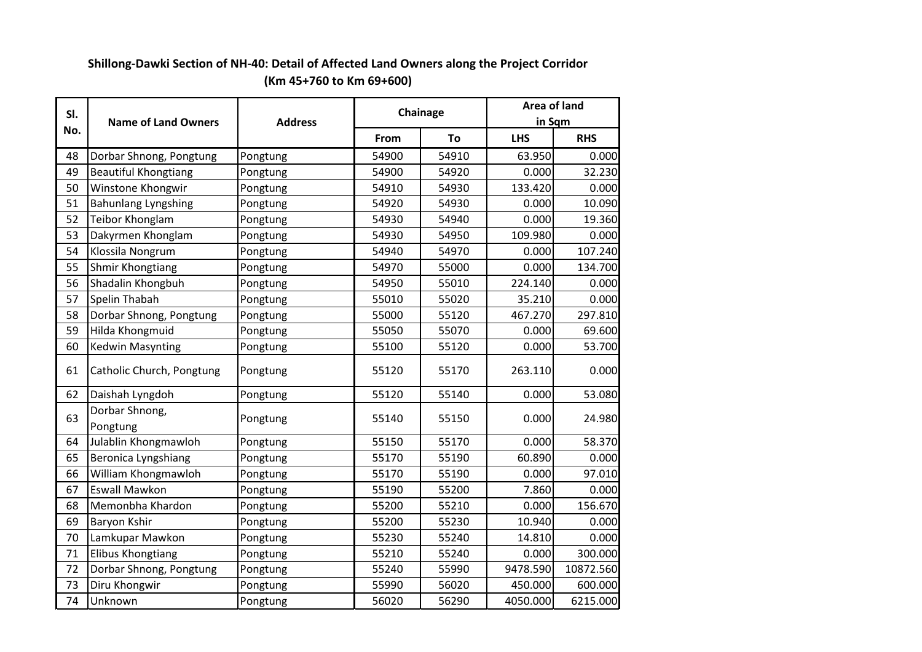**Shillong-Dawki Section of NH-40: Detail of Affected Land Owners along the Project Corridor**
**(Km 45+760 to Km 69+600)**

| Sl. No. | Name of Land Owners | Address | Chainage | | Area of land in Sqm | |
|---|---|---|---|---|---|---|
| | | | From | To | LHS | RHS |
| 48 | Dorbar Shnong, Pongtung | Pongtung | 54900 | 54910 | 63.950 | 0.000 |
| 49 | Beautiful Khongtiang | Pongtung | 54900 | 54920 | 0.000 | 32.230 |
| 50 | Winstone Khongwir | Pongtung | 54910 | 54930 | 133.420 | 0.000 |
| 51 | Bahunlang Lyngshing | Pongtung | 54920 | 54930 | 0.000 | 10.090 |
| 52 | Teibor Khonglam | Pongtung | 54930 | 54940 | 0.000 | 19.360 |
| 53 | Dakyrmen Khonglam | Pongtung | 54930 | 54950 | 109.980 | 0.000 |
| 54 | Klossila Nongrum | Pongtung | 54940 | 54970 | 0.000 | 107.240 |
| 55 | Shmir Khongtiang | Pongtung | 54970 | 55000 | 0.000 | 134.700 |
| 56 | Shadalin Khongbuh | Pongtung | 54950 | 55010 | 224.140 | 0.000 |
| 57 | Spelin Thabah | Pongtung | 55010 | 55020 | 35.210 | 0.000 |
| 58 | Dorbar Shnong, Pongtung | Pongtung | 55000 | 55120 | 467.270 | 297.810 |
| 59 | Hilda Khongmuid | Pongtung | 55050 | 55070 | 0.000 | 69.600 |
| 60 | Kedwin Masynting | Pongtung | 55100 | 55120 | 0.000 | 53.700 |
| 61 | Catholic Church, Pongtung | Pongtung | 55120 | 55170 | 263.110 | 0.000 |
| 62 | Daishah Lyngdoh | Pongtung | 55120 | 55140 | 0.000 | 53.080 |
| 63 | Dorbar Shnong, Pongtung | Pongtung | 55140 | 55150 | 0.000 | 24.980 |
| 64 | Julablin Khongmawloh | Pongtung | 55150 | 55170 | 0.000 | 58.370 |
| 65 | Beronica Lyngshiang | Pongtung | 55170 | 55190 | 60.890 | 0.000 |
| 66 | William Khongmawloh | Pongtung | 55170 | 55190 | 0.000 | 97.010 |
| 67 | Eswall Mawkon | Pongtung | 55190 | 55200 | 7.860 | 0.000 |
| 68 | Memonbha Khardon | Pongtung | 55200 | 55210 | 0.000 | 156.670 |
| 69 | Baryon Kshir | Pongtung | 55200 | 55230 | 10.940 | 0.000 |
| 70 | Lamkupar Mawkon | Pongtung | 55230 | 55240 | 14.810 | 0.000 |
| 71 | Elibus Khongtiang | Pongtung | 55210 | 55240 | 0.000 | 300.000 |
| 72 | Dorbar Shnong, Pongtung | Pongtung | 55240 | 55990 | 9478.590 | 10872.560 |
| 73 | Diru Khongwir | Pongtung | 55990 | 56020 | 450.000 | 600.000 |
| 74 | Unknown | Pongtung | 56020 | 56290 | 4050.000 | 6215.000 |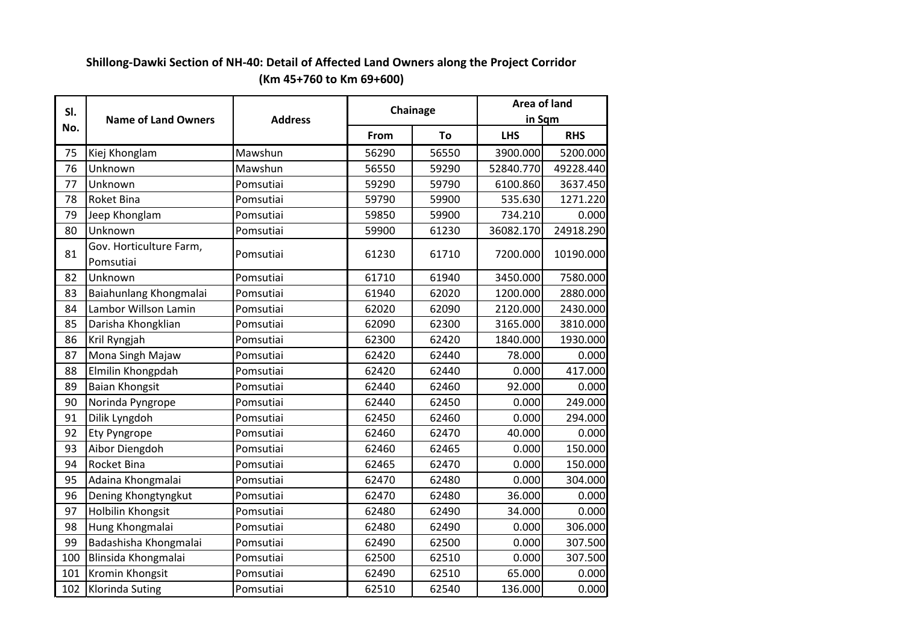**Shillong-Dawki Section of NH-40: Detail of Affected Land Owners along the Project Corridor**
**(Km 45+760 to Km 69+600)**

| Sl. No. | Name of Land Owners | Address | Chainage | | Area of land in Sqm | |
|---|---|---|---|---|---|---|
| | | | From | To | LHS | RHS |
| 75 | Kiej Khonglam | Mawshun | 56290 | 56550 | 3900.000 | 5200.000 |
| 76 | Unknown | Mawshun | 56550 | 59290 | 52840.770 | 49228.440 |
| 77 | Unknown | Pomsutiai | 59290 | 59790 | 6100.860 | 3637.450 |
| 78 | Roket Bina | Pomsutiai | 59790 | 59900 | 535.630 | 1271.220 |
| 79 | Jeep Khonglam | Pomsutiai | 59850 | 59900 | 734.210 | 0.000 |
| 80 | Unknown | Pomsutiai | 59900 | 61230 | 36082.170 | 24918.290 |
| 81 | Gov. Horticulture Farm, Pomsutiai | Pomsutiai | 61230 | 61710 | 7200.000 | 10190.000 |
| 82 | Unknown | Pomsutiai | 61710 | 61940 | 3450.000 | 7580.000 |
| 83 | Baiahunlang Khongmalai | Pomsutiai | 61940 | 62020 | 1200.000 | 2880.000 |
| 84 | Lambor Willson Lamin | Pomsutiai | 62020 | 62090 | 2120.000 | 2430.000 |
| 85 | Darisha Khongklian | Pomsutiai | 62090 | 62300 | 3165.000 | 3810.000 |
| 86 | Kril Ryngjah | Pomsutiai | 62300 | 62420 | 1840.000 | 1930.000 |
| 87 | Mona Singh Majaw | Pomsutiai | 62420 | 62440 | 78.000 | 0.000 |
| 88 | Elmilin Khongpdah | Pomsutiai | 62420 | 62440 | 0.000 | 417.000 |
| 89 | Baian Khongsit | Pomsutiai | 62440 | 62460 | 92.000 | 0.000 |
| 90 | Norinda Pyngrope | Pomsutiai | 62440 | 62450 | 0.000 | 249.000 |
| 91 | Dilik Lyngdoh | Pomsutiai | 62450 | 62460 | 0.000 | 294.000 |
| 92 | Ety Pyngrope | Pomsutiai | 62460 | 62470 | 40.000 | 0.000 |
| 93 | Aibor Diengdoh | Pomsutiai | 62460 | 62465 | 0.000 | 150.000 |
| 94 | Rocket Bina | Pomsutiai | 62465 | 62470 | 0.000 | 150.000 |
| 95 | Adaina Khongmalai | Pomsutiai | 62470 | 62480 | 0.000 | 304.000 |
| 96 | Dening Khongtyngkut | Pomsutiai | 62470 | 62480 | 36.000 | 0.000 |
| 97 | Holbilin Khongsit | Pomsutiai | 62480 | 62490 | 34.000 | 0.000 |
| 98 | Hung Khongmalai | Pomsutiai | 62480 | 62490 | 0.000 | 306.000 |
| 99 | Badashisha Khongmalai | Pomsutiai | 62490 | 62500 | 0.000 | 307.500 |
| 100 | Blinsida Khongmalai | Pomsutiai | 62500 | 62510 | 0.000 | 307.500 |
| 101 | Kromin Khongsit | Pomsutiai | 62490 | 62510 | 65.000 | 0.000 |
| 102 | Klorinda Suting | Pomsutiai | 62510 | 62540 | 136.000 | 0.000 |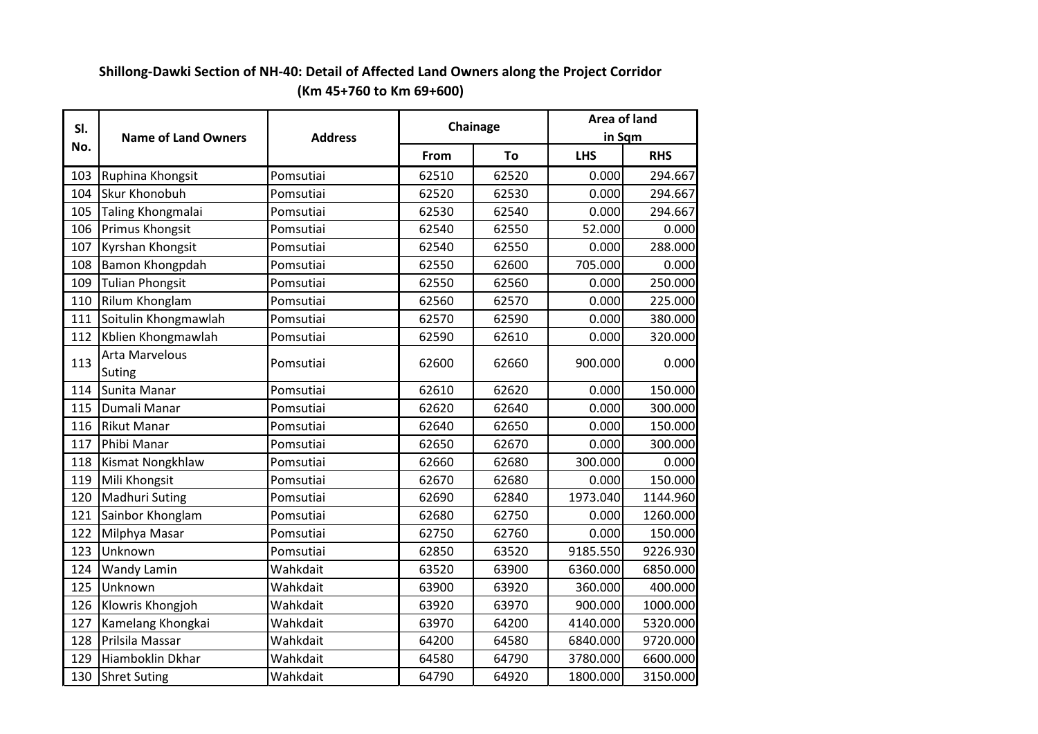**Shillong-Dawki Section of NH-40: Detail of Affected Land Owners along the Project Corridor (Km 45+760 to Km 69+600)**

| Sl. No. | Name of Land Owners | Address | Chainage | | Area of land in Sqm | |
|---|---|---|---|---|---|---|
| | | | From | To | LHS | RHS |
| 103 | Ruphina Khongsit | Pomsutiai | 62510 | 62520 | 0.000 | 294.667 |
| 104 | Skur Khonobuh | Pomsutiai | 62520 | 62530 | 0.000 | 294.667 |
| 105 | Taling Khongmalai | Pomsutiai | 62530 | 62540 | 0.000 | 294.667 |
| 106 | Primus Khongsit | Pomsutiai | 62540 | 62550 | 52.000 | 0.000 |
| 107 | Kyrshan Khongsit | Pomsutiai | 62540 | 62550 | 0.000 | 288.000 |
| 108 | Bamon Khongpdah | Pomsutiai | 62550 | 62600 | 705.000 | 0.000 |
| 109 | Tulian Phongsit | Pomsutiai | 62550 | 62560 | 0.000 | 250.000 |
| 110 | Rilum Khonglam | Pomsutiai | 62560 | 62570 | 0.000 | 225.000 |
| 111 | Soitulin Khongmawlah | Pomsutiai | 62570 | 62590 | 0.000 | 380.000 |
| 112 | Kblien Khongmawlah | Pomsutiai | 62590 | 62610 | 0.000 | 320.000 |
| 113 | Arta Marvelous Suting | Pomsutiai | 62600 | 62660 | 900.000 | 0.000 |
| 114 | Sunita Manar | Pomsutiai | 62610 | 62620 | 0.000 | 150.000 |
| 115 | Dumali Manar | Pomsutiai | 62620 | 62640 | 0.000 | 300.000 |
| 116 | Rikut Manar | Pomsutiai | 62640 | 62650 | 0.000 | 150.000 |
| 117 | Phibi Manar | Pomsutiai | 62650 | 62670 | 0.000 | 300.000 |
| 118 | Kismat Nongkhlaw | Pomsutiai | 62660 | 62680 | 300.000 | 0.000 |
| 119 | Mili Khongsit | Pomsutiai | 62670 | 62680 | 0.000 | 150.000 |
| 120 | Madhuri Suting | Pomsutiai | 62690 | 62840 | 1973.040 | 1144.960 |
| 121 | Sainbor Khonglam | Pomsutiai | 62680 | 62750 | 0.000 | 1260.000 |
| 122 | Milphya Masar | Pomsutiai | 62750 | 62760 | 0.000 | 150.000 |
| 123 | Unknown | Pomsutiai | 62850 | 63520 | 9185.550 | 9226.930 |
| 124 | Wandy Lamin | Wahkdait | 63520 | 63900 | 6360.000 | 6850.000 |
| 125 | Unknown | Wahkdait | 63900 | 63920 | 360.000 | 400.000 |
| 126 | Klowris Khongjoh | Wahkdait | 63920 | 63970 | 900.000 | 1000.000 |
| 127 | Kamelang Khongkai | Wahkdait | 63970 | 64200 | 4140.000 | 5320.000 |
| 128 | Prilsila Massar | Wahkdait | 64200 | 64580 | 6840.000 | 9720.000 |
| 129 | Hiamboklin Dkhar | Wahkdait | 64580 | 64790 | 3780.000 | 6600.000 |
| 130 | Shret Suting | Wahkdait | 64790 | 64920 | 1800.000 | 3150.000 |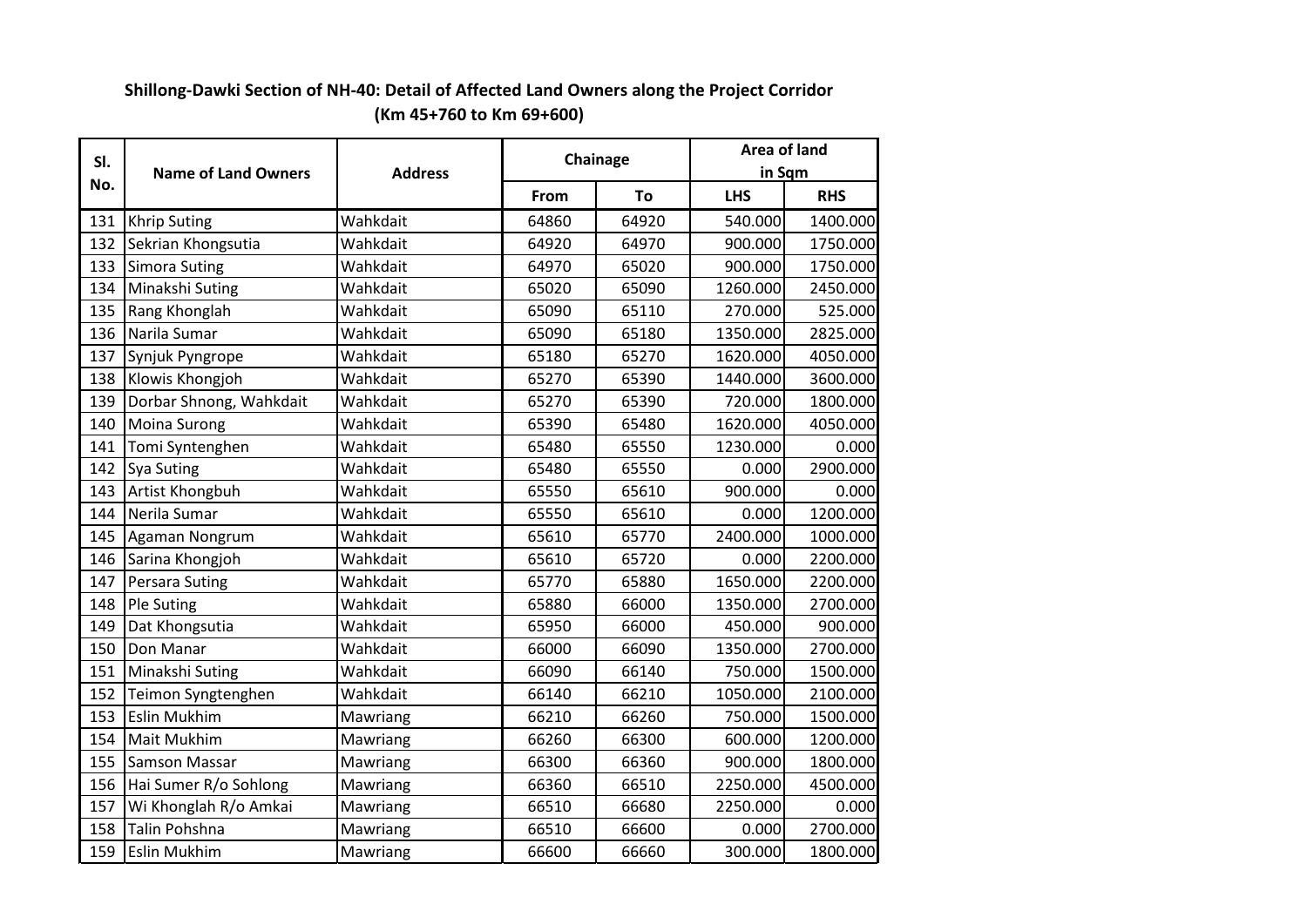**Shillong-Dawki Section of NH-40: Detail of Affected Land Owners along the Project Corridor (Km 45+760 to Km 69+600)**

| Sl. No. | Name of Land Owners | Address | Chainage | | Area of land in Sqm | |
|---|---|---|---|---|---|---|
| | | | From | To | LHS | RHS |
| 131 | Khrip Suting | Wahkdait | 64860 | 64920 | 540.000 | 1400.000 |
| 132 | Sekrian Khongsutia | Wahkdait | 64920 | 64970 | 900.000 | 1750.000 |
| 133 | Simora Suting | Wahkdait | 64970 | 65020 | 900.000 | 1750.000 |
| 134 | Minakshi Suting | Wahkdait | 65020 | 65090 | 1260.000 | 2450.000 |
| 135 | Rang Khonglah | Wahkdait | 65090 | 65110 | 270.000 | 525.000 |
| 136 | Narila Sumar | Wahkdait | 65090 | 65180 | 1350.000 | 2825.000 |
| 137 | Synjuk Pyngrope | Wahkdait | 65180 | 65270 | 1620.000 | 4050.000 |
| 138 | Klowis Khongjoh | Wahkdait | 65270 | 65390 | 1440.000 | 3600.000 |
| 139 | Dorbar Shnong, Wahkdait | Wahkdait | 65270 | 65390 | 720.000 | 1800.000 |
| 140 | Moina Surong | Wahkdait | 65390 | 65480 | 1620.000 | 4050.000 |
| 141 | Tomi Syntenghen | Wahkdait | 65480 | 65550 | 1230.000 | 0.000 |
| 142 | Sya Suting | Wahkdait | 65480 | 65550 | 0.000 | 2900.000 |
| 143 | Artist Khongbuh | Wahkdait | 65550 | 65610 | 900.000 | 0.000 |
| 144 | Nerila Sumar | Wahkdait | 65550 | 65610 | 0.000 | 1200.000 |
| 145 | Agaman Nongrum | Wahkdait | 65610 | 65770 | 2400.000 | 1000.000 |
| 146 | Sarina Khongjoh | Wahkdait | 65610 | 65720 | 0.000 | 2200.000 |
| 147 | Persara Suting | Wahkdait | 65770 | 65880 | 1650.000 | 2200.000 |
| 148 | Ple Suting | Wahkdait | 65880 | 66000 | 1350.000 | 2700.000 |
| 149 | Dat Khongsutia | Wahkdait | 65950 | 66000 | 450.000 | 900.000 |
| 150 | Don Manar | Wahkdait | 66000 | 66090 | 1350.000 | 2700.000 |
| 151 | Minakshi Suting | Wahkdait | 66090 | 66140 | 750.000 | 1500.000 |
| 152 | Teimon Syngtenghen | Wahkdait | 66140 | 66210 | 1050.000 | 2100.000 |
| 153 | Eslin Mukhim | Mawriang | 66210 | 66260 | 750.000 | 1500.000 |
| 154 | Mait Mukhim | Mawriang | 66260 | 66300 | 600.000 | 1200.000 |
| 155 | Samson Massar | Mawriang | 66300 | 66360 | 900.000 | 1800.000 |
| 156 | Hai Sumer R/o Sohlong | Mawriang | 66360 | 66510 | 2250.000 | 4500.000 |
| 157 | Wi Khonglah R/o Amkai | Mawriang | 66510 | 66680 | 2250.000 | 0.000 |
| 158 | Talin Pohshna | Mawriang | 66510 | 66600 | 0.000 | 2700.000 |
| 159 | Eslin Mukhim | Mawriang | 66600 | 66660 | 300.000 | 1800.000 |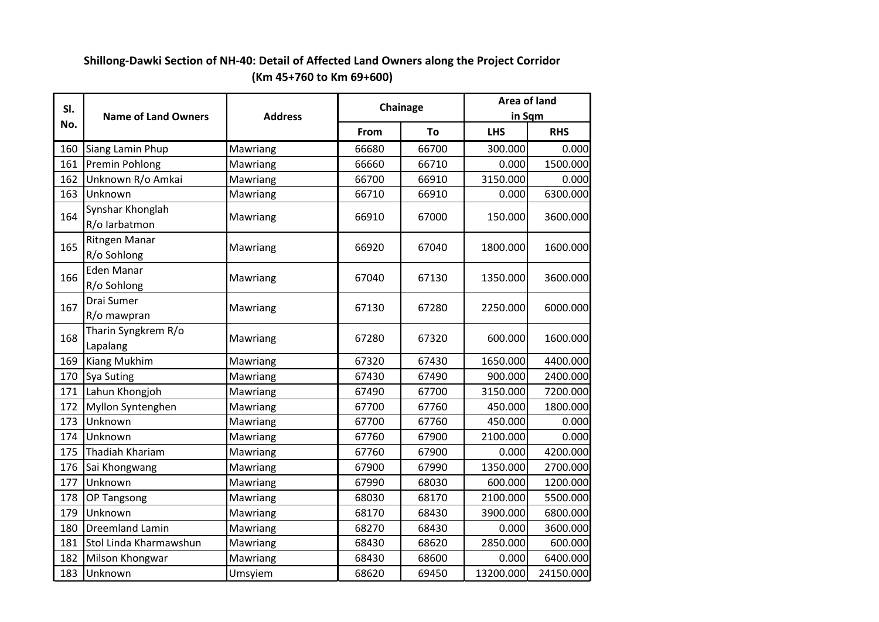**Shillong-Dawki Section of NH-40: Detail of Affected Land Owners along the Project Corridor**
**(Km 45+760 to Km 69+600)**

| Sl. No. | Name of Land Owners | Address | Chainage | | Area of land in Sqm | |
|---|---|---|---|---|---|---|
| | | | From | To | LHS | RHS |
| 160 | Siang Lamin Phup | Mawriang | 66680 | 66700 | 300.000 | 0.000 |
| 161 | Premin Pohlong | Mawriang | 66660 | 66710 | 0.000 | 1500.000 |
| 162 | Unknown R/o Amkai | Mawriang | 66700 | 66910 | 3150.000 | 0.000 |
| 163 | Unknown | Mawriang | 66710 | 66910 | 0.000 | 6300.000 |
| 164 | Synshar Khonglah R/o Iarbatmon | Mawriang | 66910 | 67000 | 150.000 | 3600.000 |
| 165 | Ritngen Manar R/o Sohlong | Mawriang | 66920 | 67040 | 1800.000 | 1600.000 |
| 166 | Eden Manar R/o Sohlong | Mawriang | 67040 | 67130 | 1350.000 | 3600.000 |
| 167 | Drai Sumer R/o mawpran | Mawriang | 67130 | 67280 | 2250.000 | 6000.000 |
| 168 | Tharin Syngkrem R/o Lapalang | Mawriang | 67280 | 67320 | 600.000 | 1600.000 |
| 169 | Kiang Mukhim | Mawriang | 67320 | 67430 | 1650.000 | 4400.000 |
| 170 | Sya Suting | Mawriang | 67430 | 67490 | 900.000 | 2400.000 |
| 171 | Lahun Khongjoh | Mawriang | 67490 | 67700 | 3150.000 | 7200.000 |
| 172 | Myllon Syntenghen | Mawriang | 67700 | 67760 | 450.000 | 1800.000 |
| 173 | Unknown | Mawriang | 67700 | 67760 | 450.000 | 0.000 |
| 174 | Unknown | Mawriang | 67760 | 67900 | 2100.000 | 0.000 |
| 175 | Thadiah Khariam | Mawriang | 67760 | 67900 | 0.000 | 4200.000 |
| 176 | Sai Khongwang | Mawriang | 67900 | 67990 | 1350.000 | 2700.000 |
| 177 | Unknown | Mawriang | 67990 | 68030 | 600.000 | 1200.000 |
| 178 | OP Tangsong | Mawriang | 68030 | 68170 | 2100.000 | 5500.000 |
| 179 | Unknown | Mawriang | 68170 | 68430 | 3900.000 | 6800.000 |
| 180 | Dreemland Lamin | Mawriang | 68270 | 68430 | 0.000 | 3600.000 |
| 181 | Stol Linda Kharmawshun | Mawriang | 68430 | 68620 | 2850.000 | 600.000 |
| 182 | Milson Khongwar | Mawriang | 68430 | 68600 | 0.000 | 6400.000 |
| 183 | Unknown | Umsyiem | 68620 | 69450 | 13200.000 | 24150.000 |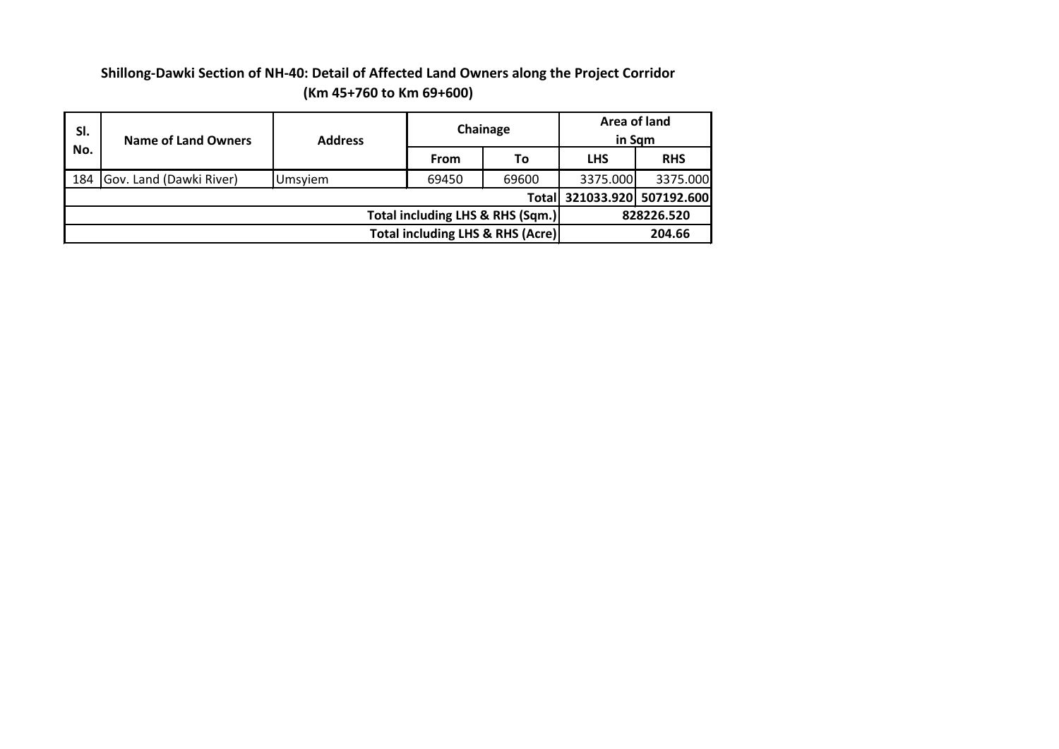**Shillong-Dawki Section of NH-40: Detail of Affected Land Owners along the Project Corridor**
**(Km 45+760 to Km 69+600)**

| Sl. No. | Name of Land Owners | Address | Chainage | | Area of land in Sqm | |
|---|---|---|---|---|---|---|
| | | | From | To | LHS | RHS |
| 184 | Gov. Land (Dawki River) | Umsyiem | 69450 | 69600 | 3375.000 | 3375.000 |
| | | | | **Total** | **321033.920** | **507192.600** |
| | | | | **Total including LHS & RHS (Sqm.)** | **828226.520** | |
| | | | | **Total including LHS & RHS (Acre)** | **204.66** | |